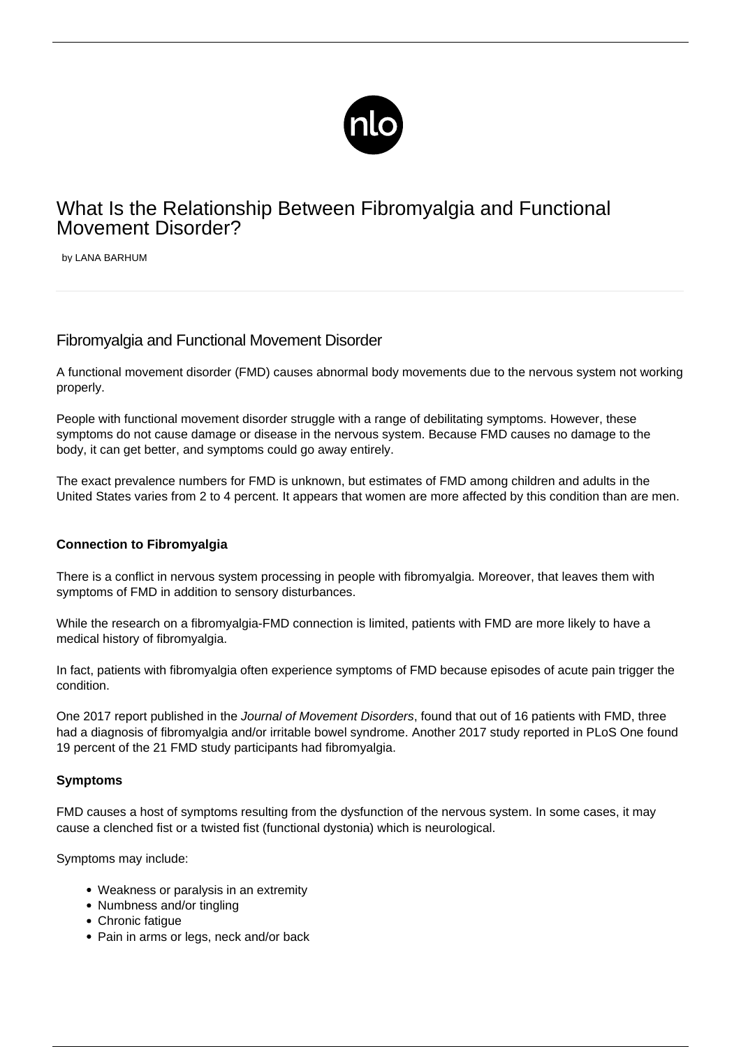# What Is the Relationship Between Fibromyalgia and Functional Movement Disorder?

by LANA BARHUM

## Fibromyalgia and Functional Movement Disorder

A functional movement disorder (FMD) causes abnormal body movements due to the nervous system not working properly.

People with functional movement disorder struggle with a range of debilitating symptoms. However, these symptoms do not cause damage or disease in the nervous system. Because FMD causes no damage to the body, it can get better, and symptoms could go away entirely.

The exact prevalence numbers for FMD is unknown, but estimates of FMD among children and adults in the United States varies from 2 to 4 percent. It appears that women are more affected by this condition than are men.

### Connection to Fibromyalgia

There is a conflict in nervous system processing in people with fibromyalgia. Moreover, that leaves them with symptoms of FMD in addition to sensory disturbances.

While the research on a fibromyalgia-FMD connection is limited, patients with FMD are more likely to have a medical history of fibromyalgia.

In fact, patients with fibromyalgia often experience symptoms of FMD because episodes of acute pain trigger the condition.

One 2017 report published in the *Journal of Movement Disorders*, found that out of 16 patients with FMD, three had a diagnosis of fibromyalgia and/or irritable bowel syndrome. Another 2017 study reported in PLoS One found 19 percent of the 21 FMD study participants had fibromyalgia.

### Symptoms

FMD causes a host of symptoms resulting from the dysfunction of the nervous system. In some cases, it may cause a clenched fist or a twisted fist (functional dystonia) which is neurological.

Symptoms may include:

- Weakness or paralysis in an extremity
- Numbness and/or tingling
- Chronic fatigue
- Pain in arms or legs, neck and/or back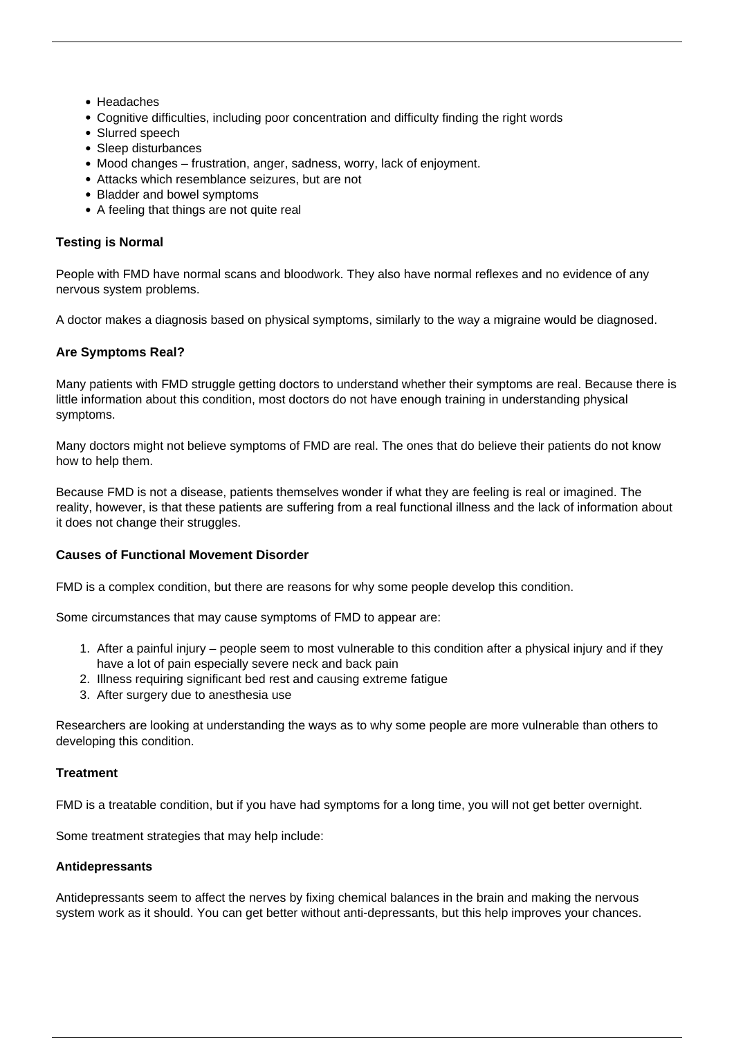- Headaches
- Cognitive difficulties, including poor concentration and difficulty finding the right words
- Slurred speech
- Sleep disturbances
- Mood changes – frustration, anger, sadness, worry, lack of enjoyment.
- Attacks which resemblance seizures, but are not
- Bladder and bowel symptoms
- A feeling that things are not quite real

**Testing is Normal**

People with FMD have normal scans and bloodwork. They also have normal reflexes and no evidence of any nervous system problems.

A doctor makes a diagnosis based on physical symptoms, similarly to the way a migraine would be diagnosed.

**Are Symptoms Real?**

Many patients with FMD struggle getting doctors to understand whether their symptoms are real. Because there is little information about this condition, most doctors do not have enough training in understanding physical symptoms.

Many doctors might not believe symptoms of FMD are real. The ones that do believe their patients do not know how to help them.

Because FMD is not a disease, patients themselves wonder if what they are feeling is real or imagined. The reality, however, is that these patients are suffering from a real functional illness and the lack of information about it does not change their struggles.

**Causes of Functional Movement Disorder**

FMD is a complex condition, but there are reasons for why some people develop this condition.

Some circumstances that may cause symptoms of FMD to appear are:

1. After a painful injury – people seem to most vulnerable to this condition after a physical injury and if they have a lot of pain especially severe neck and back pain
2. Illness requiring significant bed rest and causing extreme fatigue
3. After surgery due to anesthesia use

Researchers are looking at understanding the ways as to why some people are more vulnerable than others to developing this condition.

**Treatment**

FMD is a treatable condition, but if you have had symptoms for a long time, you will not get better overnight.

Some treatment strategies that may help include:

**Antidepressants**

Antidepressants seem to affect the nerves by fixing chemical balances in the brain and making the nervous system work as it should. You can get better without anti-depressants, but this help improves your chances.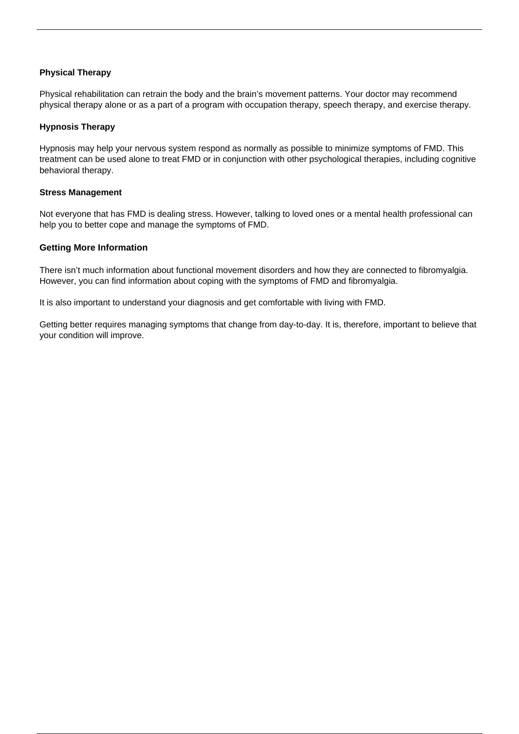### Physical Therapy

Physical rehabilitation can retrain the body and the brain's movement patterns. Your doctor may recommend physical therapy alone or as a part of a program with occupation therapy, speech therapy, and exercise therapy.

### Hypnosis Therapy

Hypnosis may help your nervous system respond as normally as possible to minimize symptoms of FMD. This treatment can be used alone to treat FMD or in conjunction with other psychological therapies, including cognitive behavioral therapy.

### Stress Management

Not everyone that has FMD is dealing stress. However, talking to loved ones or a mental health professional can help you to better cope and manage the symptoms of FMD.

## Getting More Information

There isn't much information about functional movement disorders and how they are connected to fibromyalgia. However, you can find information about coping with the symptoms of FMD and fibromyalgia.

It is also important to understand your diagnosis and get comfortable with living with FMD.

Getting better requires managing symptoms that change from day-to-day. It is, therefore, important to believe that your condition will improve.